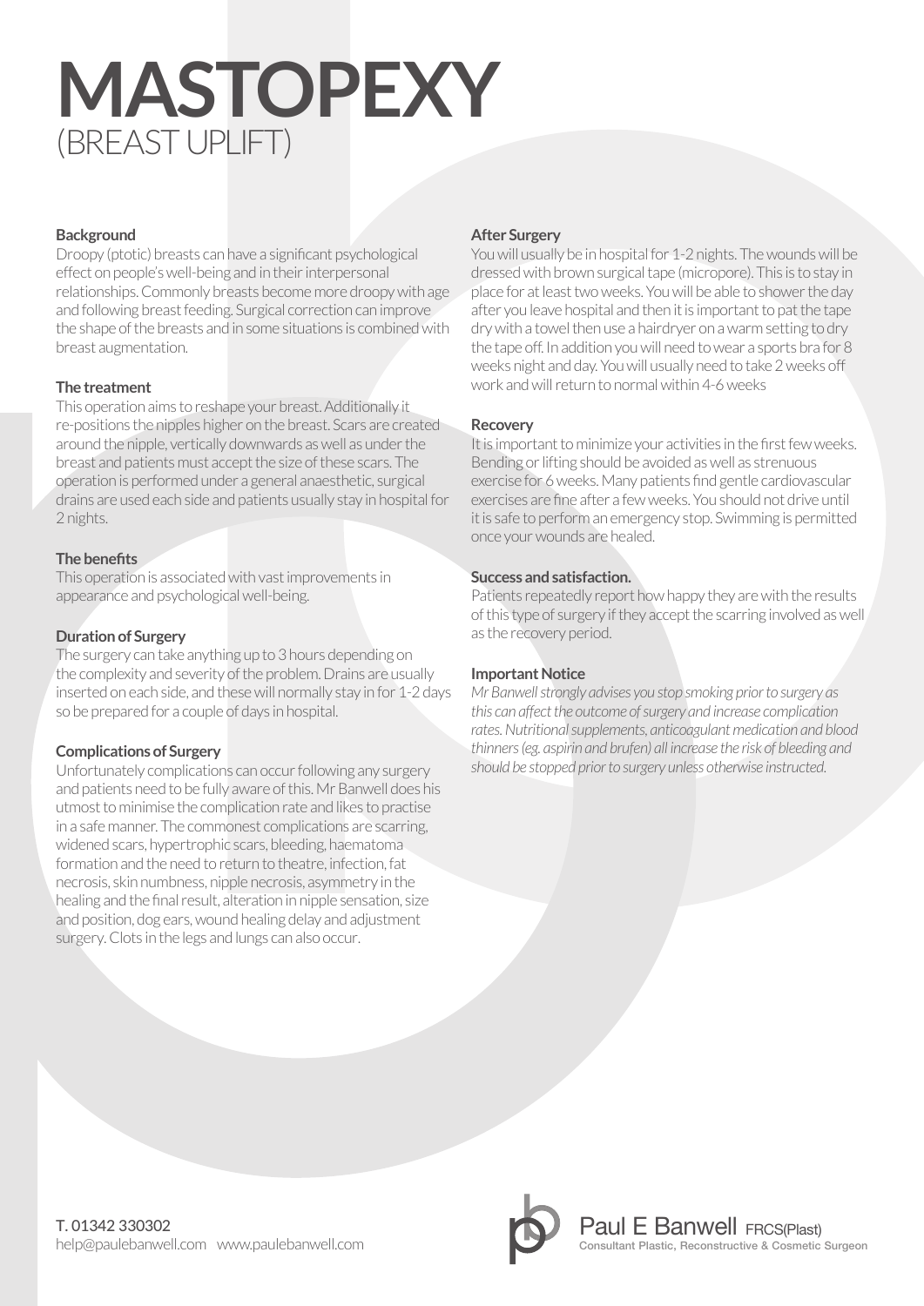# MASTOPEXY
## (BREAST UPLIFT)

### Background

Droopy (ptotic) breasts can have a significant psychological effect on people's well-being and in their interpersonal relationships. Commonly breasts become more droopy with age and following breast feeding. Surgical correction can improve the shape of the breasts and in some situations is combined with breast augmentation.

### The treatment

This operation aims to reshape your breast. Additionally it re-positions the nipples higher on the breast. Scars are created around the nipple, vertically downwards as well as under the breast and patients must accept the size of these scars. The operation is performed under a general anaesthetic, surgical drains are used each side and patients usually stay in hospital for 2 nights.

### The benefits

This operation is associated with vast improvements in appearance and psychological well-being.

### Duration of Surgery

The surgery can take anything up to 3 hours depending on the complexity and severity of the problem. Drains are usually inserted on each side, and these will normally stay in for 1-2 days so be prepared for a couple of days in hospital.

### Complications of Surgery

Unfortunately complications can occur following any surgery and patients need to be fully aware of this. Mr Banwell does his utmost to minimise the complication rate and likes to practise in a safe manner. The commonest complications are scarring, widened scars, hypertrophic scars, bleeding, haematoma formation and the need to return to theatre, infection, fat necrosis, skin numbness, nipple necrosis, asymmetry in the healing and the final result, alteration in nipple sensation, size and position, dog ears, wound healing delay and adjustment surgery. Clots in the legs and lungs can also occur.

### After Surgery

You will usually be in hospital for 1-2 nights. The wounds will be dressed with brown surgical tape (micropore). This is to stay in place for at least two weeks. You will be able to shower the day after you leave hospital and then it is important to pat the tape dry with a towel then use a hairdryer on a warm setting to dry the tape off. In addition you will need to wear a sports bra for 8 weeks night and day. You will usually need to take 2 weeks off work and will return to normal within 4-6 weeks

### Recovery

It is important to minimize your activities in the first few weeks. Bending or lifting should be avoided as well as strenuous exercise for 6 weeks. Many patients find gentle cardiovascular exercises are fine after a few weeks. You should not drive until it is safe to perform an emergency stop. Swimming is permitted once your wounds are healed.

### Success and satisfaction.

Patients repeatedly report how happy they are with the results of this type of surgery if they accept the scarring involved as well as the recovery period.

### Important Notice

*Mr Banwell strongly advises you stop smoking prior to surgery as this can affect the outcome of surgery and increase complication rates. Nutritional supplements, anticoagulant medication and blood thinners (eg. aspirin and brufen) all increase the risk of bleeding and should be stopped prior to surgery unless otherwise instructed.*

T. 01342 330302
help@paulebanwell.com www.paulebanwell.com

Paul E Banwell FRCS(Plast)
Consultant Plastic, Reconstructive & Cosmetic Surgeon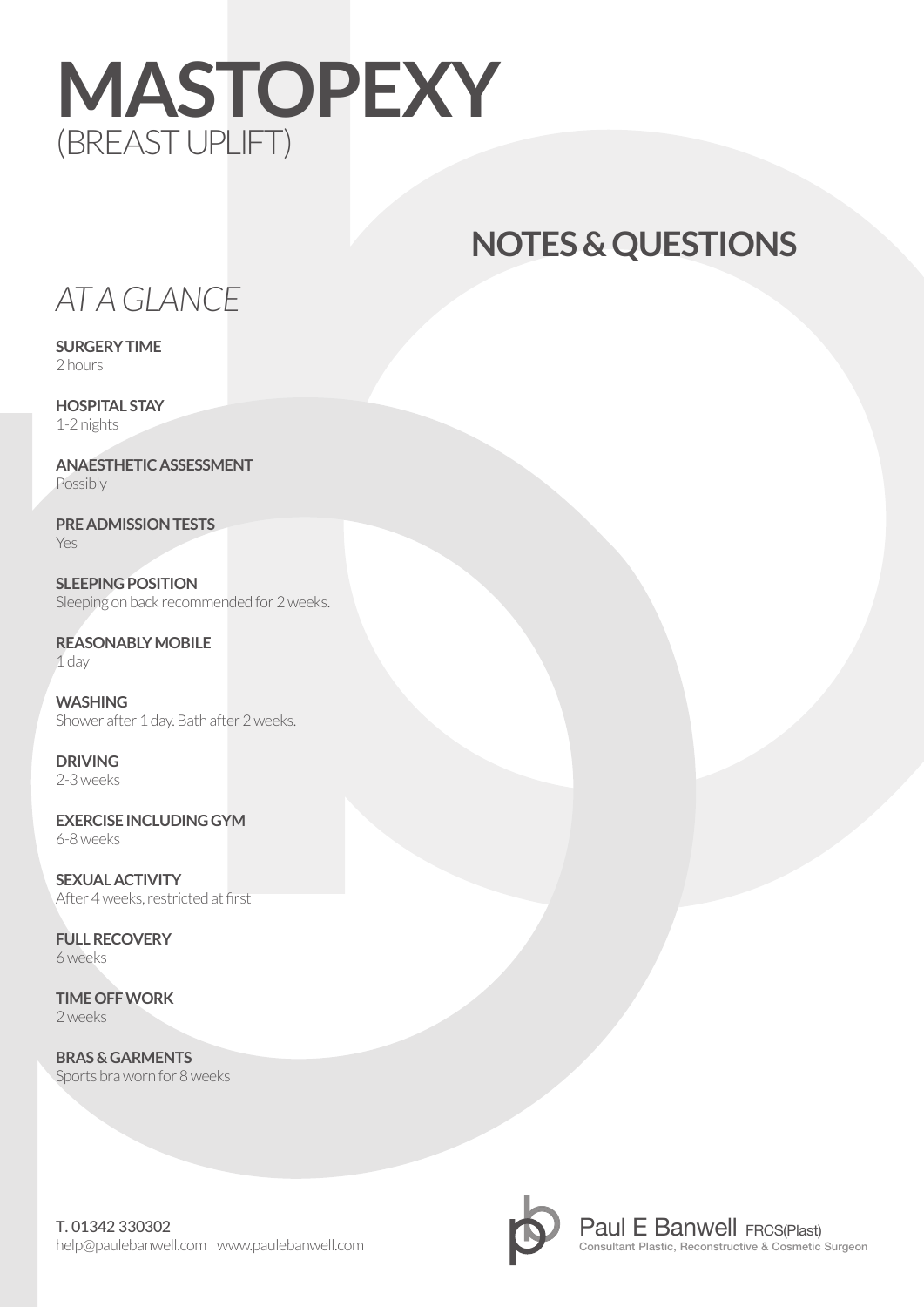# MASTOPEXY
(BREAST UPLIFT)

## NOTES & QUESTIONS

## *AT A GLANCE*

**SURGERY TIME**
2 hours

**HOSPITAL STAY**
1-2 nights

**ANAESTHETIC ASSESSMENT**
Possibly

**PRE ADMISSION TESTS**
Yes

**SLEEPING POSITION**
Sleeping on back recommended for 2 weeks.

**REASONABLY MOBILE**
1 day

**WASHING**
Shower after 1 day. Bath after 2 weeks.

**DRIVING**
2-3 weeks

**EXERCISE INCLUDING GYM**
6-8 weeks

**SEXUAL ACTIVITY**
After 4 weeks, restricted at first

**FULL RECOVERY**
6 weeks

**TIME OFF WORK**
2 weeks

**BRAS & GARMENTS**
Sports bra worn for 8 weeks

T. 01342 330302
help@paulebanwell.com www.paulebanwell.com

Paul E Banwell FRCS(Plast)
Consultant Plastic, Reconstructive & Cosmetic Surgeon